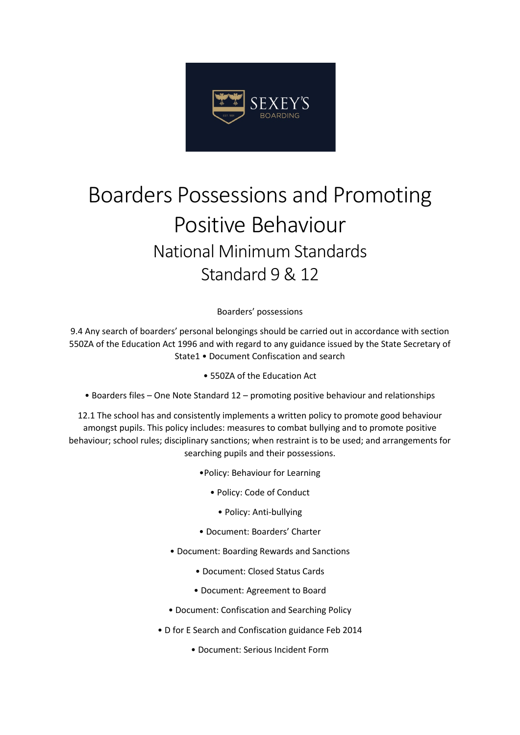# Boarders Possessions and Promoting Positive Behaviour

## National Minimum Standards

## Standard 9 & 12

Boarders' possessions

9.4 Any search of boarders' personal belongings should be carried out in accordance with section 550ZA of the Education Act 1996 and with regard to any guidance issued by the State Secretary of State1 • Document Confiscation and search

• 550ZA of the Education Act

• Boarders files – One Note Standard 12 – promoting positive behaviour and relationships

12.1 The school has and consistently implements a written policy to promote good behaviour amongst pupils. This policy includes: measures to combat bullying and to promote positive behaviour; school rules; disciplinary sanctions; when restraint is to be used; and arrangements for searching pupils and their possessions.

- Policy: Behaviour for Learning
- Policy: Code of Conduct
- Policy: Anti-bullying
- Document: Boarders' Charter
- Document: Boarding Rewards and Sanctions
- Document: Closed Status Cards
- Document: Agreement to Board
- Document: Confiscation and Searching Policy
- D for E Search and Confiscation guidance Feb 2014
- Document: Serious Incident Form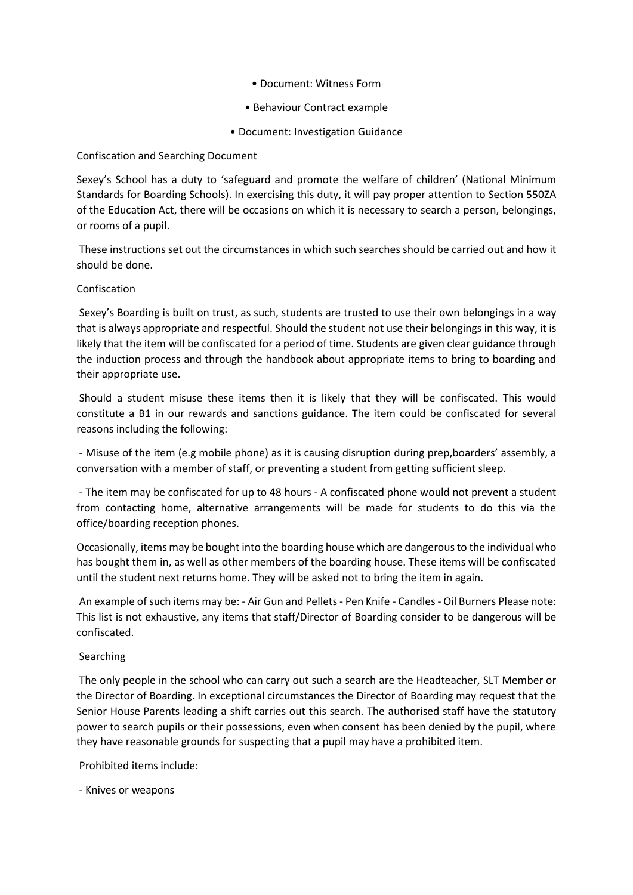- Document: Witness Form
- Behaviour Contract example
- Document: Investigation Guidance

## Confiscation and Searching Document

Sexey's School has a duty to 'safeguard and promote the welfare of children' (National Minimum Standards for Boarding Schools). In exercising this duty, it will pay proper attention to Section 550ZA of the Education Act, there will be occasions on which it is necessary to search a person, belongings, or rooms of a pupil.

These instructions set out the circumstances in which such searches should be carried out and how it should be done.

### Confiscation

Sexey's Boarding is built on trust, as such, students are trusted to use their own belongings in a way that is always appropriate and respectful. Should the student not use their belongings in this way, it is likely that the item will be confiscated for a period of time. Students are given clear guidance through the induction process and through the handbook about appropriate items to bring to boarding and their appropriate use.

Should a student misuse these items then it is likely that they will be confiscated. This would constitute a B1 in our rewards and sanctions guidance. The item could be confiscated for several reasons including the following:

- Misuse of the item (e.g mobile phone) as it is causing disruption during prep,boarders' assembly, a conversation with a member of staff, or preventing a student from getting sufficient sleep.
- The item may be confiscated for up to 48 hours - A confiscated phone would not prevent a student from contacting home, alternative arrangements will be made for students to do this via the office/boarding reception phones.

Occasionally, items may be bought into the boarding house which are dangerous to the individual who has bought them in, as well as other members of the boarding house. These items will be confiscated until the student next returns home. They will be asked not to bring the item in again.

An example of such items may be: - Air Gun and Pellets - Pen Knife - Candles - Oil Burners Please note: This list is not exhaustive, any items that staff/Director of Boarding consider to be dangerous will be confiscated.

### Searching

The only people in the school who can carry out such a search are the Headteacher, SLT Member or the Director of Boarding. In exceptional circumstances the Director of Boarding may request that the Senior House Parents leading a shift carries out this search. The authorised staff have the statutory power to search pupils or their possessions, even when consent has been denied by the pupil, where they have reasonable grounds for suspecting that a pupil may have a prohibited item.

Prohibited items include:

- Knives or weapons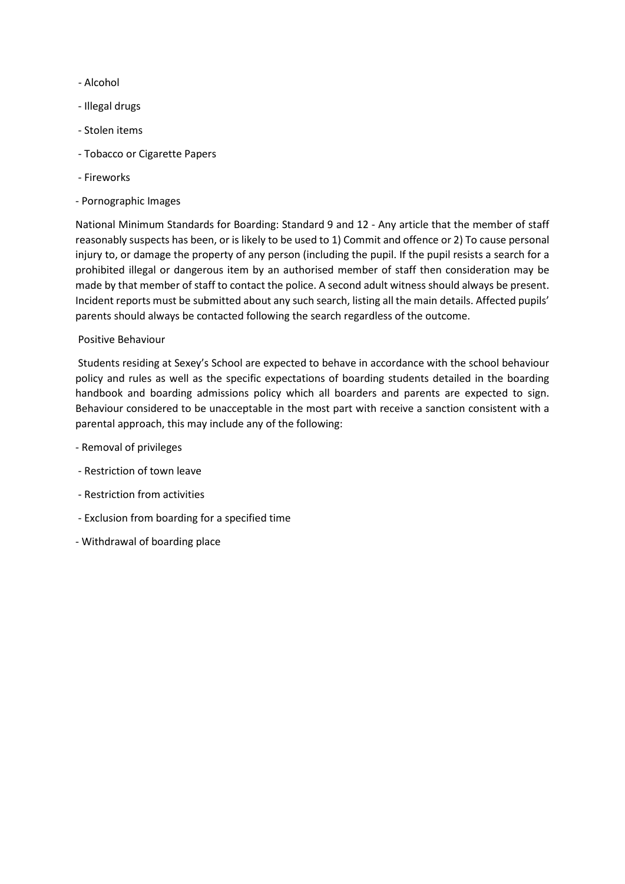- Alcohol
- Illegal drugs
- Stolen items
- Tobacco or Cigarette Papers
- Fireworks
- Pornographic Images

National Minimum Standards for Boarding: Standard 9 and 12 - Any article that the member of staff reasonably suspects has been, or is likely to be used to 1) Commit and offence or 2) To cause personal injury to, or damage the property of any person (including the pupil. If the pupil resists a search for a prohibited illegal or dangerous item by an authorised member of staff then consideration may be made by that member of staff to contact the police. A second adult witness should always be present. Incident reports must be submitted about any such search, listing all the main details. Affected pupils' parents should always be contacted following the search regardless of the outcome.

Positive Behaviour

Students residing at Sexey's School are expected to behave in accordance with the school behaviour policy and rules as well as the specific expectations of boarding students detailed in the boarding handbook and boarding admissions policy which all boarders and parents are expected to sign. Behaviour considered to be unacceptable in the most part with receive a sanction consistent with a parental approach, this may include any of the following:

- Removal of privileges
- Restriction of town leave
- Restriction from activities
- Exclusion from boarding for a specified time
- Withdrawal of boarding place